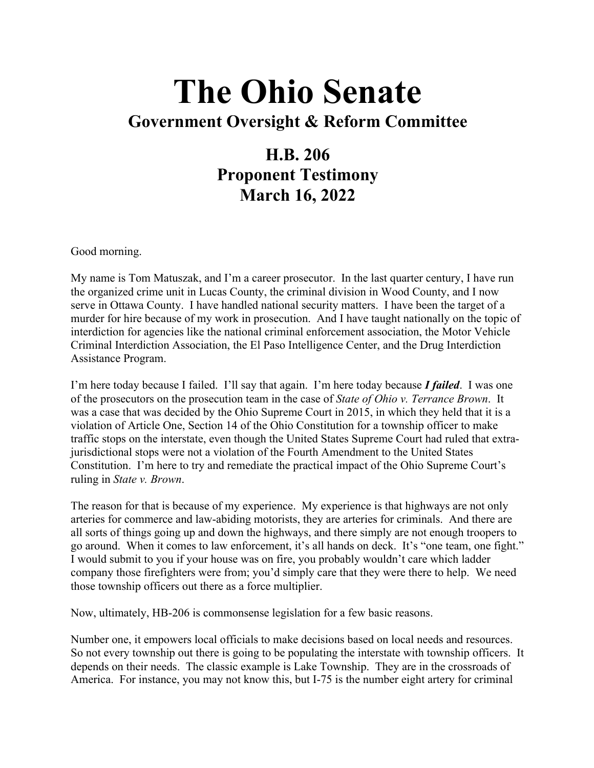# The Ohio Senate

## Government Oversight & Reform Committee

## H.B. 206
## Proponent Testimony
## March 16, 2022

Good morning.

My name is Tom Matuszak, and I'm a career prosecutor. In the last quarter century, I have run the organized crime unit in Lucas County, the criminal division in Wood County, and I now serve in Ottawa County. I have handled national security matters. I have been the target of a murder for hire because of my work in prosecution. And I have taught nationally on the topic of interdiction for agencies like the national criminal enforcement association, the Motor Vehicle Criminal Interdiction Association, the El Paso Intelligence Center, and the Drug Interdiction Assistance Program.

I'm here today because I failed. I'll say that again. I'm here today because ***I failed***. I was one of the prosecutors on the prosecution team in the case of *State of Ohio v. Terrance Brown*. It was a case that was decided by the Ohio Supreme Court in 2015, in which they held that it is a violation of Article One, Section 14 of the Ohio Constitution for a township officer to make traffic stops on the interstate, even though the United States Supreme Court had ruled that extra-jurisdictional stops were not a violation of the Fourth Amendment to the United States Constitution. I'm here to try and remediate the practical impact of the Ohio Supreme Court's ruling in *State v. Brown*.

The reason for that is because of my experience. My experience is that highways are not only arteries for commerce and law-abiding motorists, they are arteries for criminals. And there are all sorts of things going up and down the highways, and there simply are not enough troopers to go around. When it comes to law enforcement, it's all hands on deck. It's "one team, one fight." I would submit to you if your house was on fire, you probably wouldn't care which ladder company those firefighters were from; you'd simply care that they were there to help. We need those township officers out there as a force multiplier.

Now, ultimately, HB-206 is commonsense legislation for a few basic reasons.

Number one, it empowers local officials to make decisions based on local needs and resources. So not every township out there is going to be populating the interstate with township officers. It depends on their needs. The classic example is Lake Township. They are in the crossroads of America. For instance, you may not know this, but I-75 is the number eight artery for criminal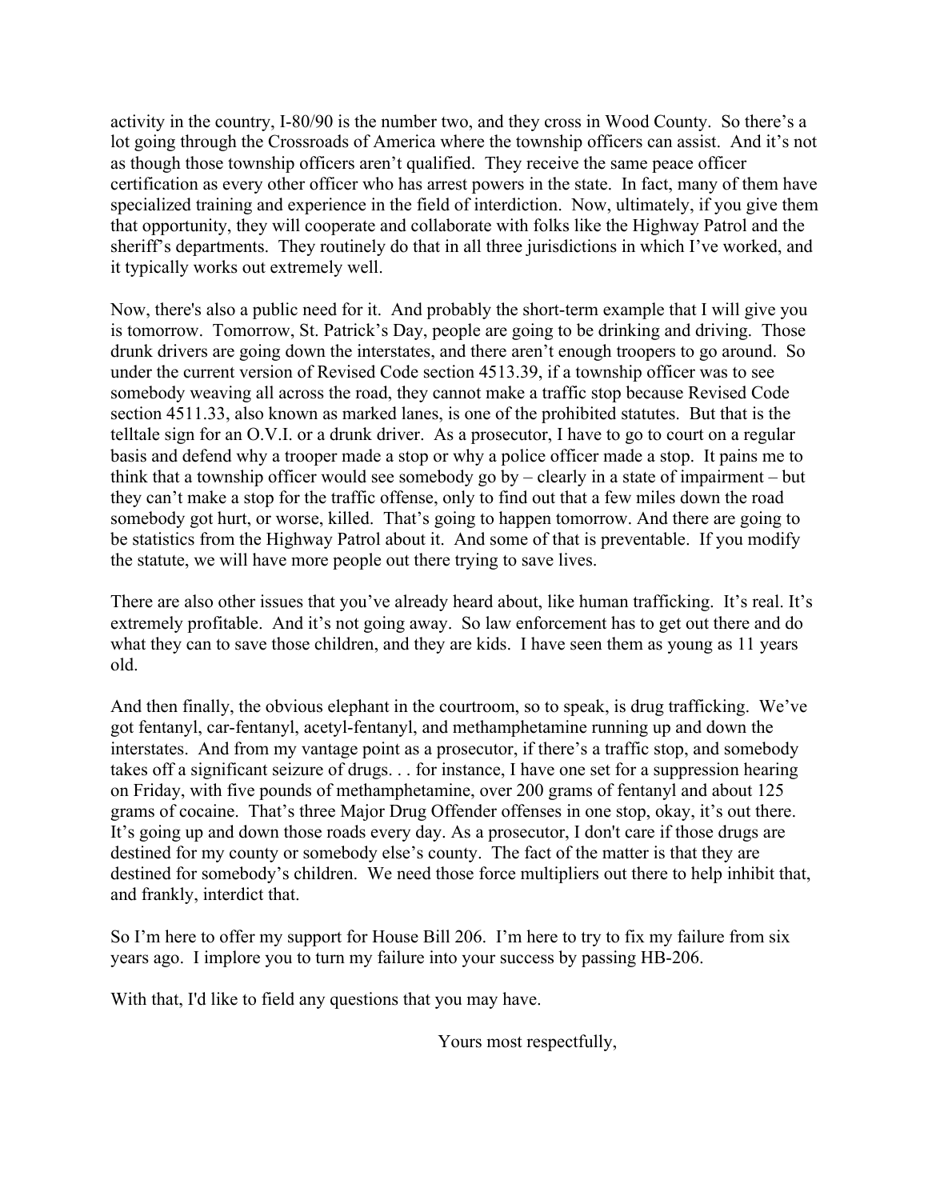activity in the country, I-80/90 is the number two, and they cross in Wood County. So there's a lot going through the Crossroads of America where the township officers can assist. And it's not as though those township officers aren't qualified. They receive the same peace officer certification as every other officer who has arrest powers in the state. In fact, many of them have specialized training and experience in the field of interdiction. Now, ultimately, if you give them that opportunity, they will cooperate and collaborate with folks like the Highway Patrol and the sheriff's departments. They routinely do that in all three jurisdictions in which I've worked, and it typically works out extremely well.

Now, there's also a public need for it. And probably the short-term example that I will give you is tomorrow. Tomorrow, St. Patrick's Day, people are going to be drinking and driving. Those drunk drivers are going down the interstates, and there aren't enough troopers to go around. So under the current version of Revised Code section 4513.39, if a township officer was to see somebody weaving all across the road, they cannot make a traffic stop because Revised Code section 4511.33, also known as marked lanes, is one of the prohibited statutes. But that is the telltale sign for an O.V.I. or a drunk driver. As a prosecutor, I have to go to court on a regular basis and defend why a trooper made a stop or why a police officer made a stop. It pains me to think that a township officer would see somebody go by – clearly in a state of impairment – but they can't make a stop for the traffic offense, only to find out that a few miles down the road somebody got hurt, or worse, killed. That's going to happen tomorrow. And there are going to be statistics from the Highway Patrol about it. And some of that is preventable. If you modify the statute, we will have more people out there trying to save lives.

There are also other issues that you've already heard about, like human trafficking. It's real. It's extremely profitable. And it's not going away. So law enforcement has to get out there and do what they can to save those children, and they are kids. I have seen them as young as 11 years old.

And then finally, the obvious elephant in the courtroom, so to speak, is drug trafficking. We've got fentanyl, car-fentanyl, acetyl-fentanyl, and methamphetamine running up and down the interstates. And from my vantage point as a prosecutor, if there's a traffic stop, and somebody takes off a significant seizure of drugs. . . for instance, I have one set for a suppression hearing on Friday, with five pounds of methamphetamine, over 200 grams of fentanyl and about 125 grams of cocaine. That's three Major Drug Offender offenses in one stop, okay, it's out there. It's going up and down those roads every day. As a prosecutor, I don't care if those drugs are destined for my county or somebody else's county. The fact of the matter is that they are destined for somebody's children. We need those force multipliers out there to help inhibit that, and frankly, interdict that.

So I'm here to offer my support for House Bill 206. I'm here to try to fix my failure from six years ago. I implore you to turn my failure into your success by passing HB-206.

With that, I'd like to field any questions that you may have.

Yours most respectfully,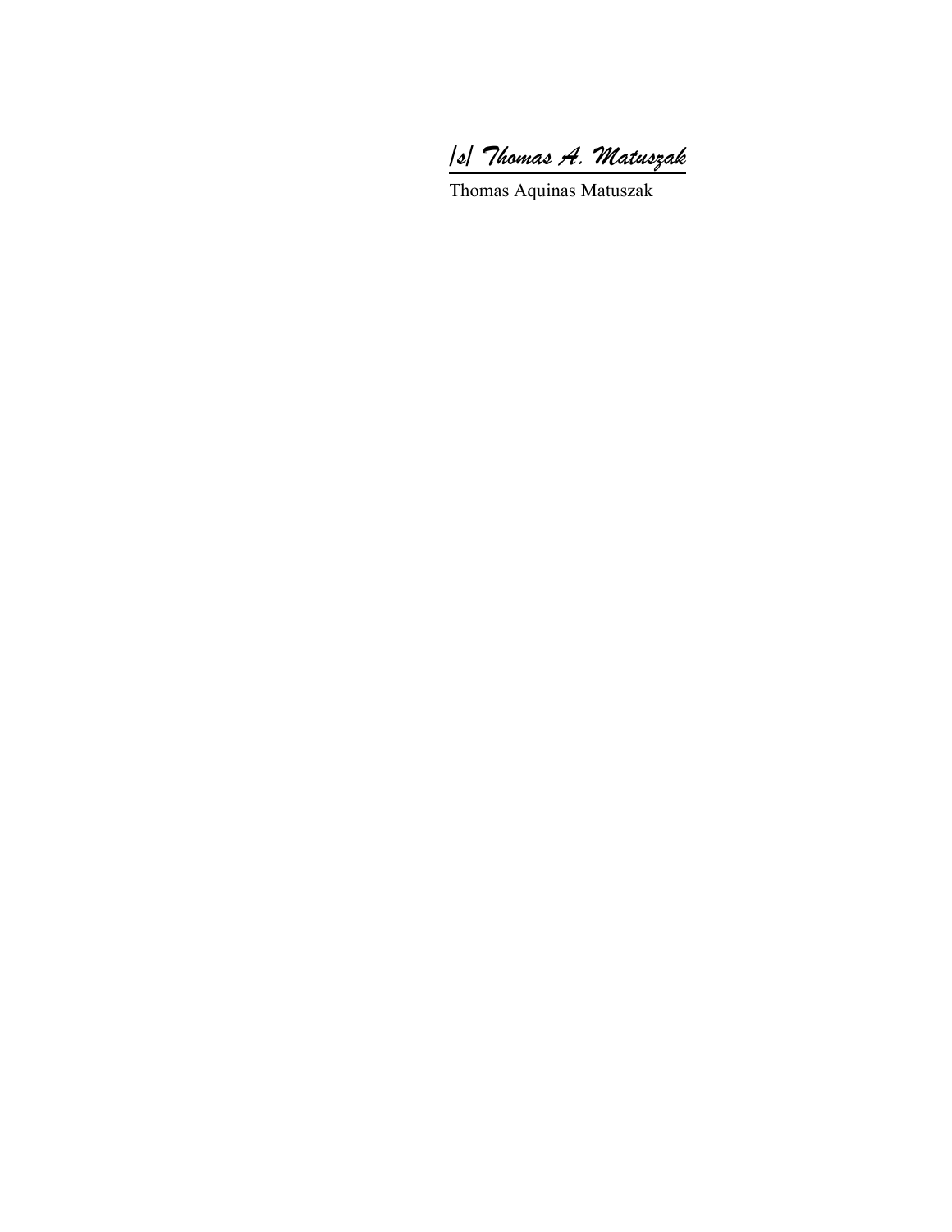*/s/ Thomas A. Matuszak*

Thomas Aquinas Matuszak